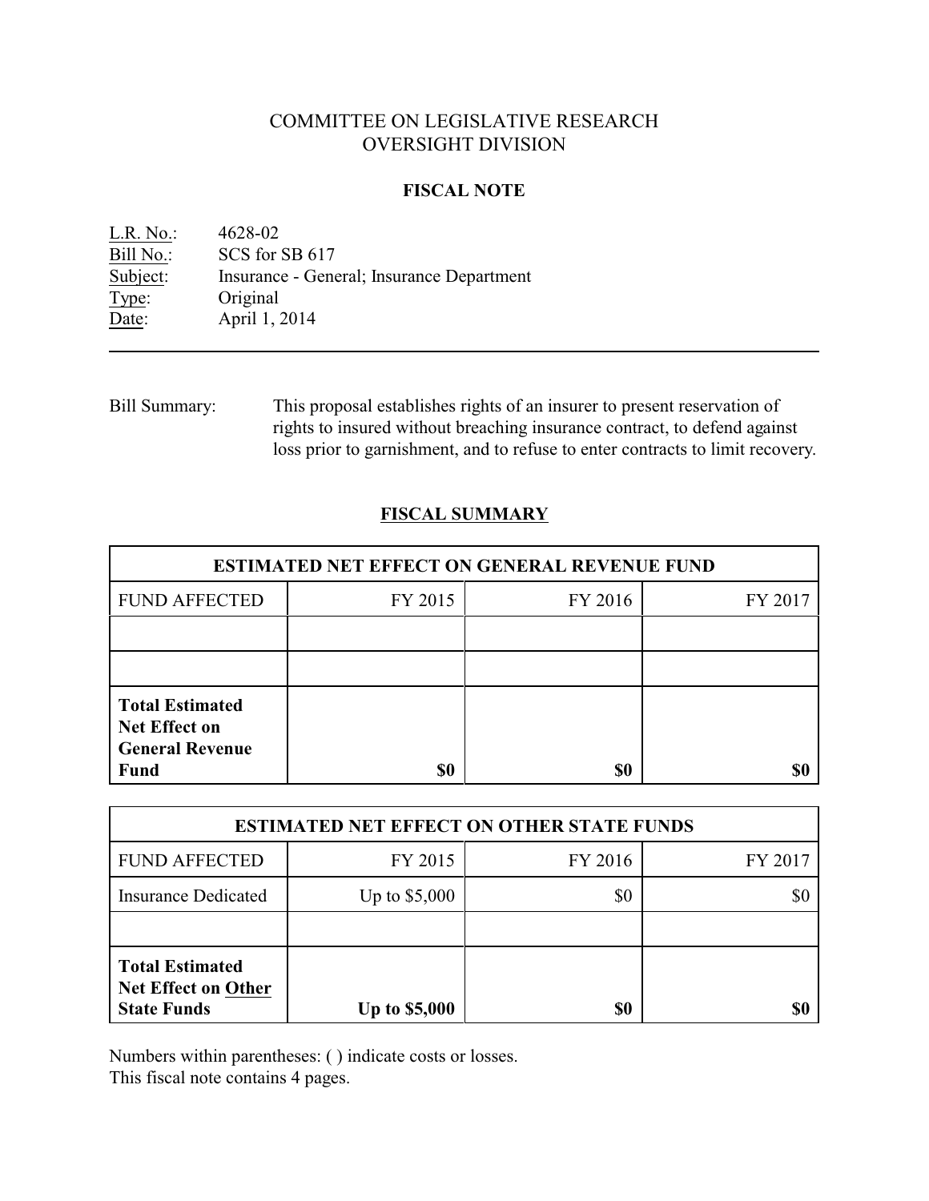# COMMITTEE ON LEGISLATIVE RESEARCH
# OVERSIGHT DIVISION

## FISCAL NOTE

L.R. No.: 4628-02
Bill No.: SCS for SB 617
Subject: Insurance - General; Insurance Department
Type: Original
Date: April 1, 2014

---

Bill Summary: This proposal establishes rights of an insurer to present reservation of rights to insured without breaching insurance contract, to defend against loss prior to garnishment, and to refuse to enter contracts to limit recovery.

## FISCAL SUMMARY

| ESTIMATED NET EFFECT ON GENERAL REVENUE FUND | | | |
|---|---|---|---|
| FUND AFFECTED | FY 2015 | FY 2016 | FY 2017 |
| | | | |
| | | | |
| **Total Estimated Net Effect on General Revenue Fund** | **$0** | **$0** | **$0** |

| ESTIMATED NET EFFECT ON OTHER STATE FUNDS | | | |
|---|---|---|---|
| FUND AFFECTED | FY 2015 | FY 2016 | FY 2017 |
| Insurance Dedicated | Up to $5,000 | $0 | $0 |
| | | | |
| **Total Estimated Net Effect on Other State Funds** | **Up to $5,000** | **$0** | **$0** |

Numbers within parentheses: ( ) indicate costs or losses.
This fiscal note contains 4 pages.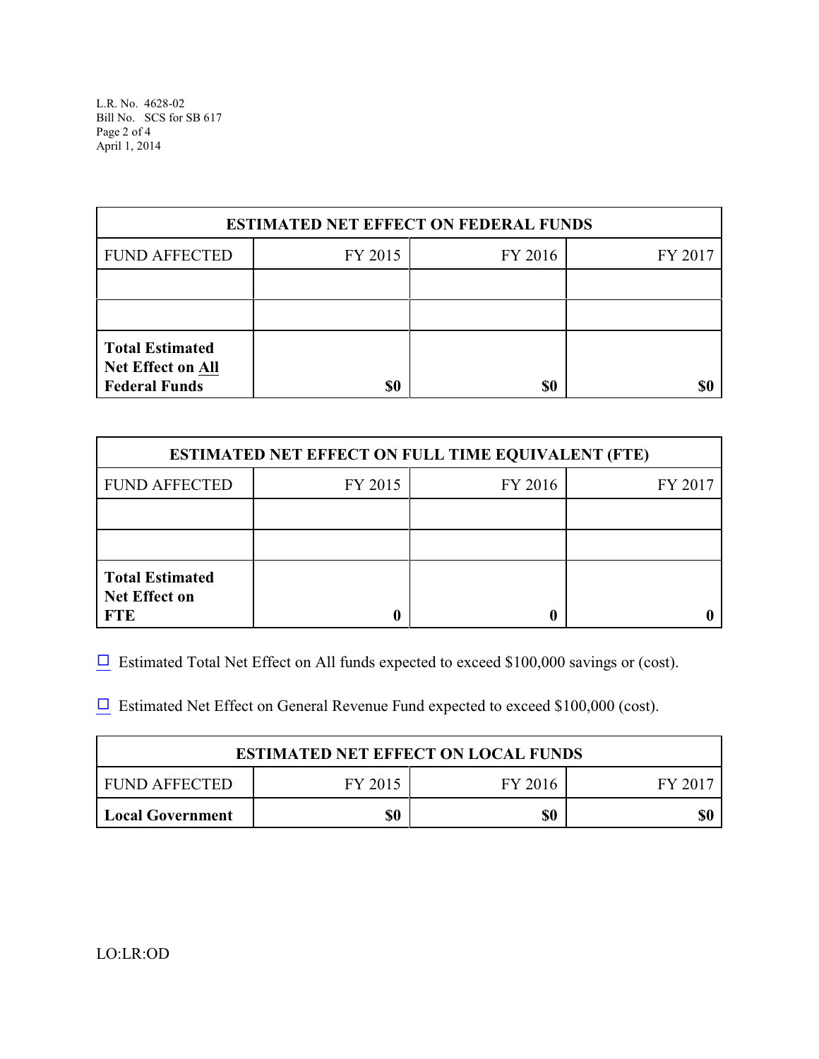| ESTIMATED NET EFFECT ON FEDERAL FUNDS | | | |
|---|---|---|---|
| FUND AFFECTED | FY 2015 | FY 2016 | FY 2017 |
| | | | |
| | | | |
| **Total Estimated Net Effect on All Federal Funds** | **$0** | **$0** | **$0** |

| ESTIMATED NET EFFECT ON FULL TIME EQUIVALENT (FTE) | | | |
|---|---|---|---|
| FUND AFFECTED | FY 2015 | FY 2016 | FY 2017 |
| | | | |
| | | | |
| **Total Estimated Net Effect on FTE** | **0** | **0** | **0** |

☐ Estimated Total Net Effect on All funds expected to exceed $100,000 savings or (cost).

☐ Estimated Net Effect on General Revenue Fund expected to exceed $100,000 (cost).

| ESTIMATED NET EFFECT ON LOCAL FUNDS | | | |
|---|---|---|---|
| FUND AFFECTED | FY 2015 | FY 2016 | FY 2017 |
| **Local Government** | **$0** | **$0** | **$0** |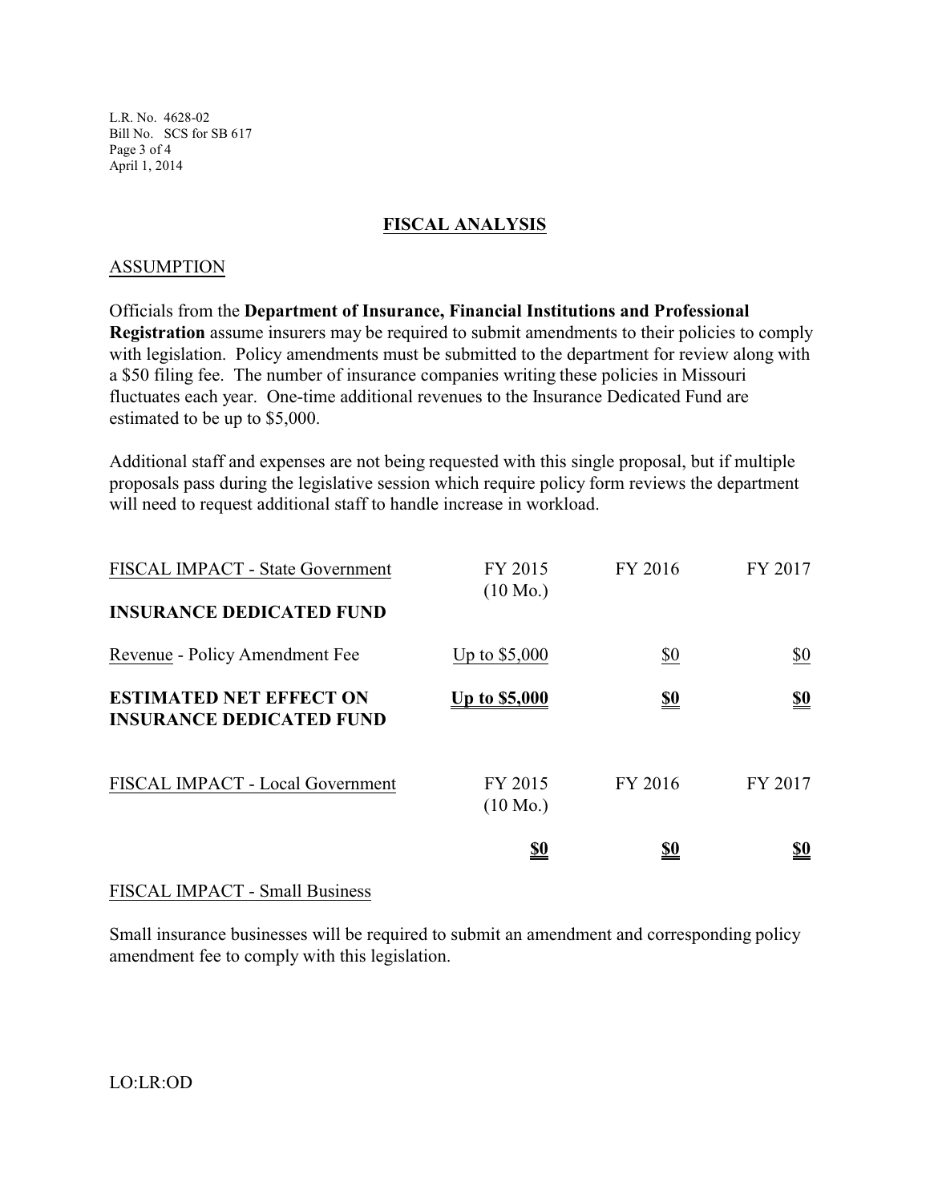## FISCAL ANALYSIS

### ASSUMPTION

Officials from the **Department of Insurance, Financial Institutions and Professional Registration** assume insurers may be required to submit amendments to their policies to comply with legislation. Policy amendments must be submitted to the department for review along with a $50 filing fee. The number of insurance companies writing these policies in Missouri fluctuates each year. One-time additional revenues to the Insurance Dedicated Fund are estimated to be up to $5,000.

Additional staff and expenses are not being requested with this single proposal, but if multiple proposals pass during the legislative session which require policy form reviews the department will need to request additional staff to handle increase in workload.

| FISCAL IMPACT - State Government | FY 2015 (10 Mo.) | FY 2016 | FY 2017 |
|---|---|---|---|
| **INSURANCE DEDICATED FUND** | | | |
| Revenue - Policy Amendment Fee | Up to $5,000 | $0 | $0 |
| **ESTIMATED NET EFFECT ON INSURANCE DEDICATED FUND** | **Up to $5,000** | **$0** | **$0** |

| FISCAL IMPACT - Local Government | FY 2015 (10 Mo.) | FY 2016 | FY 2017 |
|---|---|---|---|
| | **$0** | **$0** | **$0** |

### FISCAL IMPACT - Small Business

Small insurance businesses will be required to submit an amendment and corresponding policy amendment fee to comply with this legislation.

LO:LR:OD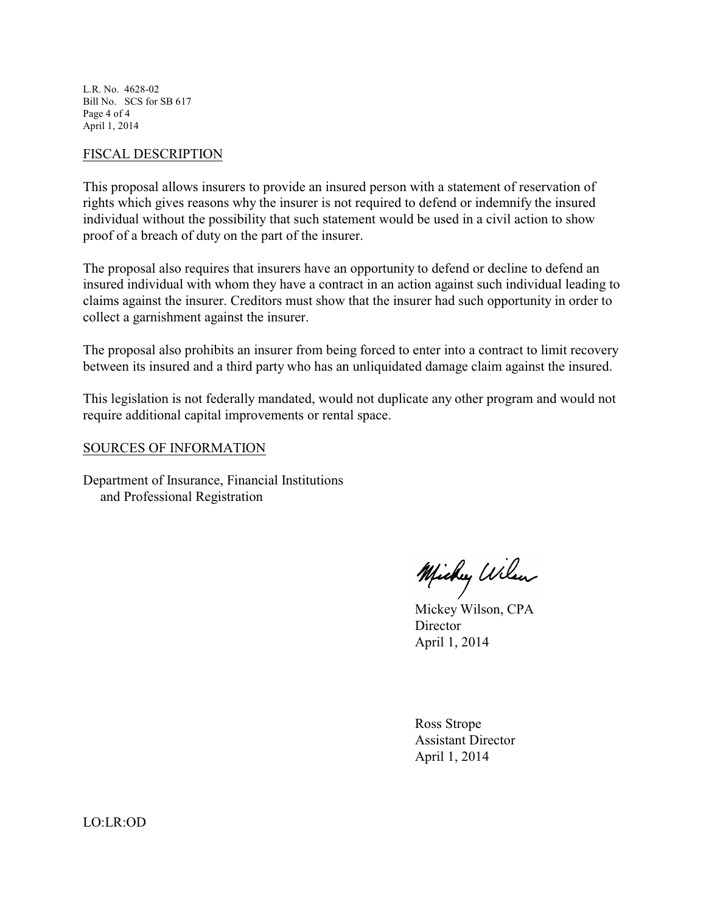## FISCAL DESCRIPTION

This proposal allows insurers to provide an insured person with a statement of reservation of rights which gives reasons why the insurer is not required to defend or indemnify the insured individual without the possibility that such statement would be used in a civil action to show proof of a breach of duty on the part of the insurer.

The proposal also requires that insurers have an opportunity to defend or decline to defend an insured individual with whom they have a contract in an action against such individual leading to claims against the insurer. Creditors must show that the insurer had such opportunity in order to collect a garnishment against the insurer.

The proposal also prohibits an insurer from being forced to enter into a contract to limit recovery between its insured and a third party who has an unliquidated damage claim against the insured.

This legislation is not federally mandated, would not duplicate any other program and would not require additional capital improvements or rental space.

## SOURCES OF INFORMATION

Department of Insurance, Financial Institutions
and Professional Registration

Mickey Wilson, CPA
Director
April 1, 2014

Ross Strope
Assistant Director
April 1, 2014

LO:LR:OD